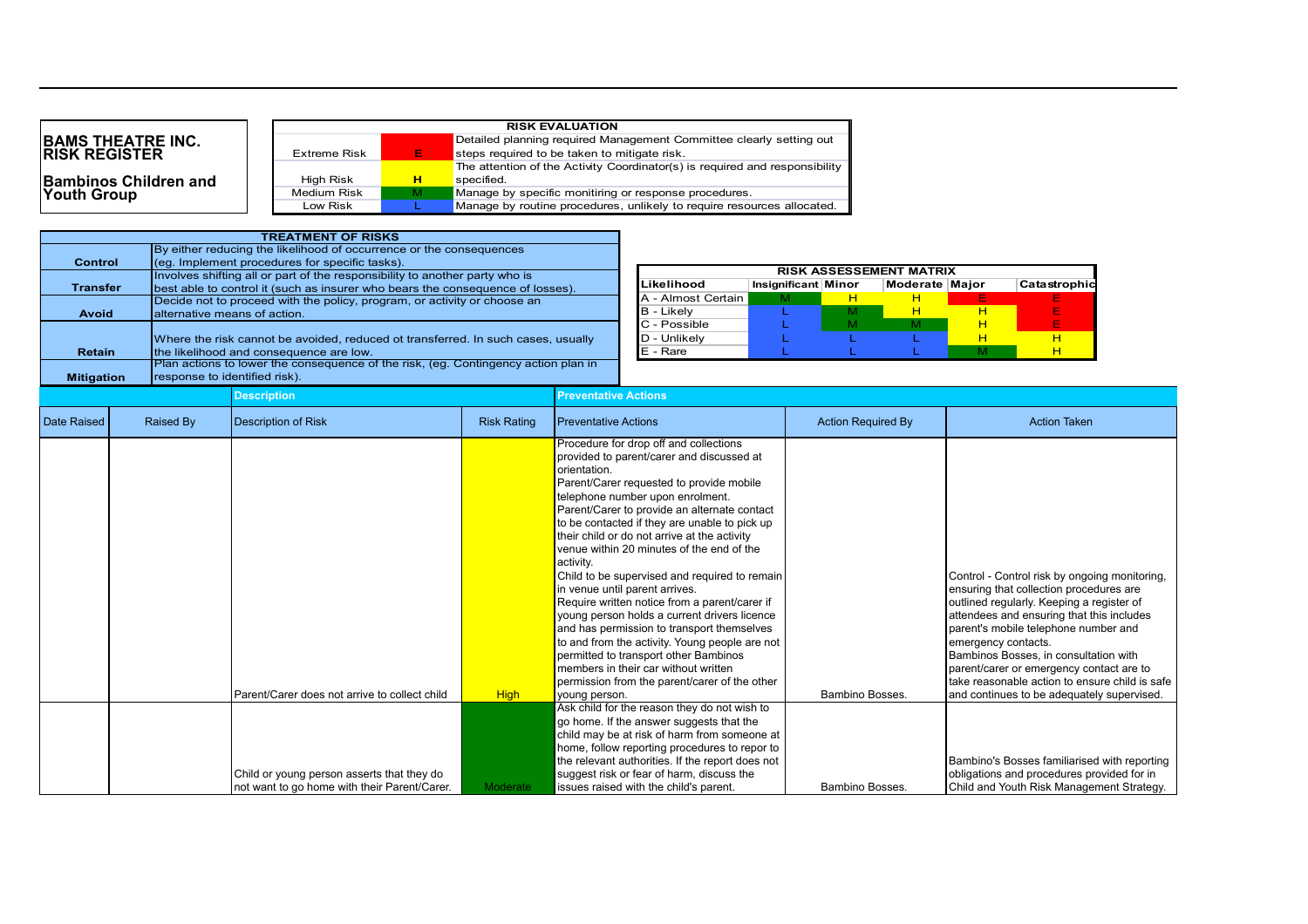# BAMS THEATRE INC. RISK REGISTER

## Bambinos Children and Youth Group

| RISK EVALUATION | | |
|---|---|---|
| Extreme Risk | E | Detailed planning required Management Committee clearly setting out steps required to be taken to mitigate risk. |
| High Risk | H | The attention of the Activity Coordinator(s) is required and responsibility specified. |
| Medium Risk | M | Manage by specific monitiring or response procedures. |
| Low Risk | L | Manage by routine procedures, unlikely to require resources allocated. |

| TREATMENT OF RISKS | |
|---|---|
| **Control** | By either reducing the likelihood of occurrence or the consequences (eg. Implement procedures for specific tasks). |
| **Transfer** | Involves shifting all or part of the responsibility to another party who is best able to control it (such as insurer who bears the consequence of losses). |
| **Avoid** | Decide not to proceed with the policy, program, or activity or choose an alternative means of action. |
| **Retain** | Where the risk cannot be avoided, reduced ot transferred. In such cases, usually the likelihood and consequence are low. |
| **Mitigation** | Plan actions to lower the consequence of the risk, (eg. Contingency action plan in response to identified risk). |

| RISK ASSESSEMENT MATRIX | | | | | |
|---|---|---|---|---|---|
| **Likelihood** | **Insignificant** | **Minor** | **Moderate** | **Major** | **Catastrophic** |
| A - Almost Certain | M | H | H | E | E |
| B - Likely | L | M | H | H | E |
| C - Possible | L | M | M | H | E |
| D - Unlikely | L | L | L | H | H |
| E - Rare | L | L | L | M | H |

| | | **Description** | | **Preventative Actions** | | |
|---|---|---|---|---|---|---|
| Date Raised | Raised By | Description of Risk | Risk Rating | Preventative Actions | Action Required By | Action Taken |
| | | Parent/Carer does not arrive to collect child | High | Procedure for drop off and collections provided to parent/carer and discussed at orientation.<br>Parent/Carer requested to provide mobile telephone number upon enrolment.<br>Parent/Carer to provide an alternate contact to be contacted if they are unable to pick up their child or do not arrive at the activity venue within 20 minutes of the end of the activity.<br>Child to be supervised and required to remain in venue until parent arrives.<br>Require written notice from a parent/carer if young person holds a current drivers licence and has permission to transport themselves to and from the activity. Young people are not permitted to transport other Bambinos members in their car without written permission from the parent/carer of the other young person. | Bambino Bosses. | Control - Control risk by ongoing monitoring, ensuring that collection procedures are outlined regularly. Keeping a register of attendees and ensuring that this includes parent's mobile telephone number and emergency contacts.<br>Bambinos Bosses, in consultation with parent/carer or emergency contact are to take reasonable action to ensure child is safe and continues to be adequately supervised. |
| | | Child or young person asserts that they do not want to go home with their Parent/Carer. | Moderate | Ask child for the reason they do not wish to go home. If the answer suggests that the child may be at risk of harm from someone at home, follow reporting procedures to repor to the relevant authorities. If the report does not suggest risk or fear of harm, discuss the issues raised with the child's parent. | Bambino Bosses. | Bambino's Bosses familiarised with reporting obligations and procedures provided for in Child and Youth Risk Management Strategy. |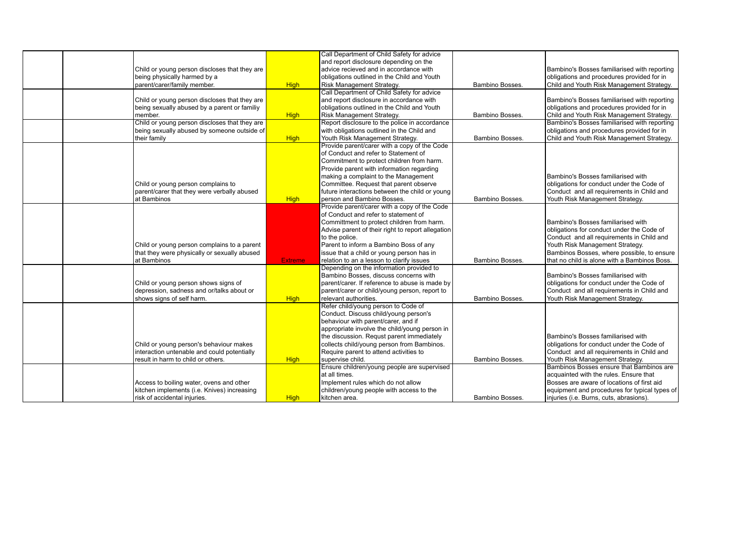| | | | | | | |
|---|---|---|---|---|---|---|
| | | Child or young person discloses that they are being physically harmed by a parent/carer/family member. | High | Call Department of Child Safety for advice and report disclosure depending on the advice recieved and in accordance with obligations outlined in the Child and Youth Risk Management Strategy. | Bambino Bosses. | Bambino's Bosses familiarised with reporting obligations and procedures provided for in Child and Youth Risk Management Strategy. |
| | | Child or young person discloses that they are being sexually abused by a parent or familiy member. | High | Call Department of Child Safety for advice and report disclosure in accordance with obligations outlined in the Child and Youth Risk Management Strategy. | Bambino Bosses. | Bambino's Bosses familiarised with reporting obligations and procedures provided for in Child and Youth Risk Management Strategy. |
| | | Child or young person discloses that they are being sexually abused by someone outside of their family | High | Report disclosure to the police in accordance with obligations outlined in the Child and Youth Risk Management Strategy. | Bambino Bosses. | Bambino's Bosses familiarised with reporting obligations and procedures provided for in Child and Youth Risk Management Strategy. |
| | | Child or young person complains to parent/carer that they were verbally abused at Bambinos | High | Provide parent/carer with a copy of the Code of Conduct and refer to Statement of Commitment to protect children from harm. Provide parent with information regarding making a complaint to the Management Committee. Request that parent observe future interactions between the child or young person and Bambino Bosses. | Bambino Bosses. | Bambino's Bosses familiarised with obligations for conduct under the Code of Conduct and all requirements in Child and Youth Risk Management Strategy. |
| | | Child or young person complains to a parent that they were physically or sexually abused at Bambinos | Extreme | Provide parent/carer with a copy of the Code of Conduct and refer to statement of Committment to protect children from harm. Advise parent of their right to report allegation to the police. Parent to inform a Bambino Boss of any issue that a child or young person has in relation to an a lesson to clarify issues | Bambino Bosses. | Bambino's Bosses familiarised with obligations for conduct under the Code of Conduct and all requirements in Child and Youth Risk Management Strategy. Bambinos Bosses, where possible, to ensure that no child is alone with a Bambinos Boss. |
| | | Child or young person shows signs of depression, sadness and or/talks about or shows signs of self harm. | High | Depending on the information provided to Bambino Bosses, discuss concerns with parent/carer. If reference to abuse is made by parent/carer or child/young person, report to relevant authorities. | Bambino Bosses. | Bambino's Bosses familiarised with obligations for conduct under the Code of Conduct and all requirements in Child and Youth Risk Management Strategy. |
| | | Child or young person's behaviour makes interaction untenable and could potentially result in harm to child or others. | High | Refer child/young person to Code of Conduct. Discuss child/young person's behaviour with parent/carer, and if appropriate involve the child/young person in the discussion. Requst parent immediately collects child/young person from Bambinos. Require parent to attend activities to supervise child. | Bambino Bosses. | Bambino's Bosses familiarised with obligations for conduct under the Code of Conduct and all requirements in Child and Youth Risk Management Strategy. |
| | | Access to boiling water, ovens and other kitchen implements (i.e. Knives) increasing risk of accidental injuries. | High | Ensure children/young people are supervised at all times. Implement rules which do not allow children/young people with access to the kitchen area. | Bambino Bosses. | Bambinos Bosses ensure that Bambinos are acquainted with the rules. Ensure that Bosses are aware of locations of first aid equipment and procedures for typical types of injuries (i.e. Burns, cuts, abrasions). |